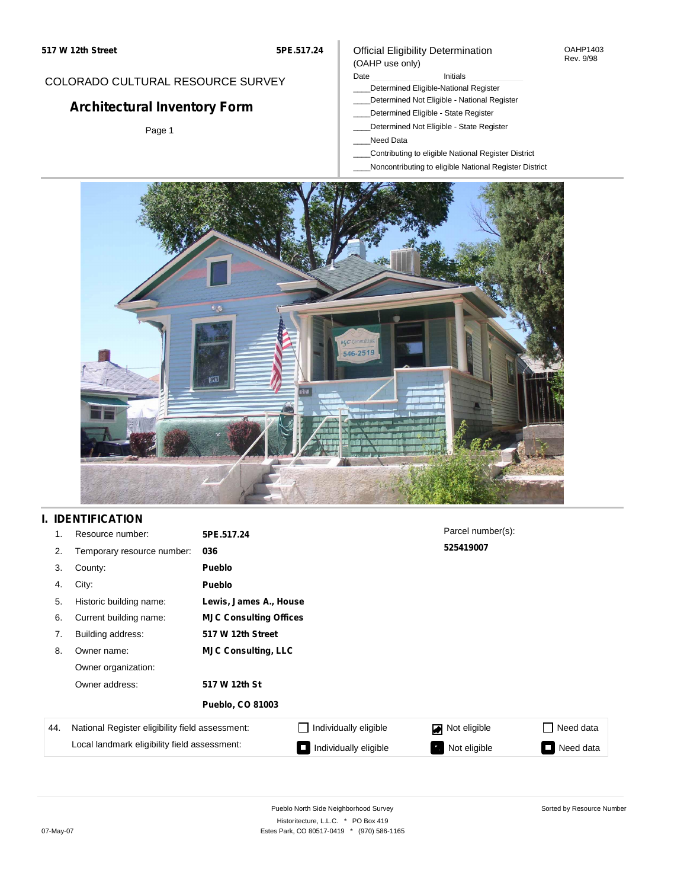517 W 12th Street 5PE.517.24

COLORADO CULTURAL RESOURCE SURVEY

# Architectural Inventory Form

Page 1

Official Eligibility Determination
(OAHP use only)

OAHP1403
Rev. 9/98

Date ____ Initials ____

____Determined Eligible-National Register
____Determined Not Eligible - National Register
____Determined Eligible - State Register
____Determined Not Eligible - State Register
____Need Data
____Contributing to eligible National Register District
____Noncontributing to eligible National Register District

## I. IDENTIFICATION

| | | | |
|---|---|---|---|
| 1. | Resource number: | **5PE.517.24** | Parcel number(s): |
| 2. | Temporary resource number: | **036** | **525419007** |
| 3. | County: | **Pueblo** | |
| 4. | City: | **Pueblo** | |
| 5. | Historic building name: | **Lewis, James A., House** | |
| 6. | Current building name: | **MJC Consulting Offices** | |
| 7. | Building address: | **517 W 12th Street** | |
| 8. | Owner name: | **MJC Consulting, LLC** | |
| | Owner organization: | | |
| | Owner address: | **517 W 12th St** | |
| | | **Pueblo, CO 81003** | |

| 44. | | | | |
|---|---|---|---|---|
| | National Register eligibility field assessment: | ☐ Individually eligible | ☑ Not eligible | ☐ Need data |
| | Local landmark eligibility field assessment: | ☐ Individually eligible | ☐ Not eligible | ☐ Need data |

Pueblo North Side Neighborhood Survey
Historitecture, L.L.C. * PO Box 419
Estes Park, CO 80517-0419 * (970) 586-1165

Sorted by Resource Number

07-May-07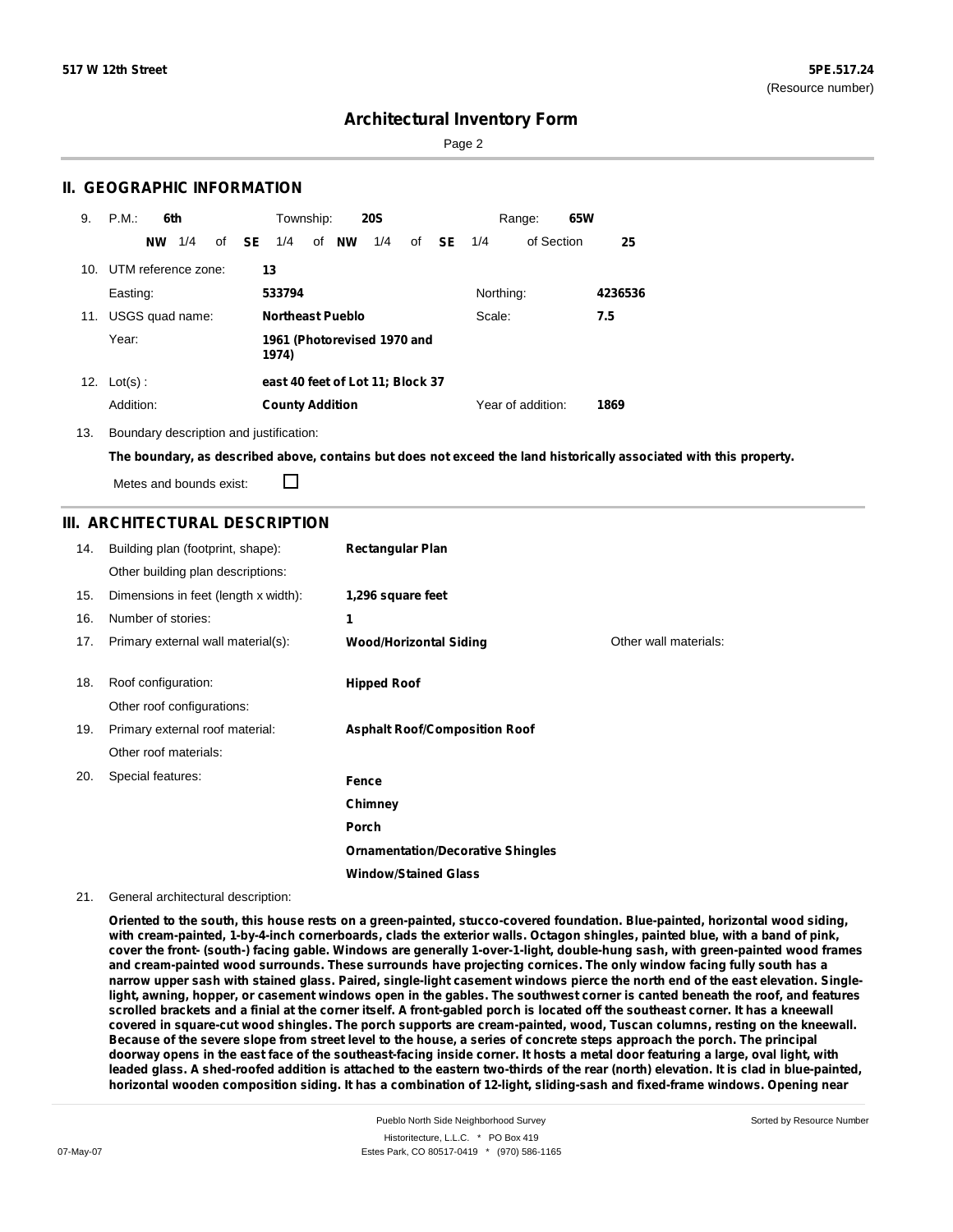## II. GEOGRAPHIC INFORMATION

9. P.M.: **6th** Township: **20S** Range: **65W**

**NW** 1/4 of **SE** 1/4 of **NW** 1/4 of **SE** 1/4 of Section **25**

10. UTM reference zone: **13**

Easting: **533794** Northing: **4236536**

11. USGS quad name: **Northeast Pueblo** Scale: **7.5**

Year: **1961 (Photorevised 1970 and 1974)**

12. Lot(s) : **east 40 feet of Lot 11; Block 37**

Addition: **County Addition** Year of addition: **1869**

13. Boundary description and justification:

**The boundary, as described above, contains but does not exceed the land historically associated with this property.**

Metes and bounds exist: ☐

## III. ARCHITECTURAL DESCRIPTION

| | | | |
|---|---|---|---|
| 14. | Building plan (footprint, shape): | **Rectangular Plan** | |
| | Other building plan descriptions: | | |
| 15. | Dimensions in feet (length x width): | **1,296 square feet** | |
| 16. | Number of stories: | **1** | |
| 17. | Primary external wall material(s): | **Wood/Horizontal Siding** | Other wall materials: |
| 18. | Roof configuration: | **Hipped Roof** | |
| | Other roof configurations: | | |
| 19. | Primary external roof material: | **Asphalt Roof/Composition Roof** | |
| | Other roof materials: | | |
| 20. | Special features: | **Fence** | |
| | | **Chimney** | |
| | | **Porch** | |
| | | **Ornamentation/Decorative Shingles** | |
| | | **Window/Stained Glass** | |

21. General architectural description:

**Oriented to the south, this house rests on a green-painted, stucco-covered foundation. Blue-painted, horizontal wood siding, with cream-painted, 1-by-4-inch cornerboards, clads the exterior walls. Octagon shingles, painted blue, with a band of pink, cover the front- (south-) facing gable. Windows are generally 1-over-1-light, double-hung sash, with green-painted wood frames and cream-painted wood surrounds. These surrounds have projecting cornices. The only window facing fully south has a narrow upper sash with stained glass. Paired, single-light casement windows pierce the north end of the east elevation. Single-light, awning, hopper, or casement windows open in the gables. The southwest corner is canted beneath the roof, and features scrolled brackets and a finial at the corner itself. A front-gabled porch is located off the southeast corner. It has a kneewall covered in square-cut wood shingles. The porch supports are cream-painted, wood, Tuscan columns, resting on the kneewall. Because of the severe slope from street level to the house, a series of concrete steps approach the porch. The principal doorway opens in the east face of the southeast-facing inside corner. It hosts a metal door featuring a large, oval light, with leaded glass. A shed-roofed addition is attached to the eastern two-thirds of the rear (north) elevation. It is clad in blue-painted, horizontal wooden composition siding. It has a combination of 12-light, sliding-sash and fixed-frame windows. Opening near**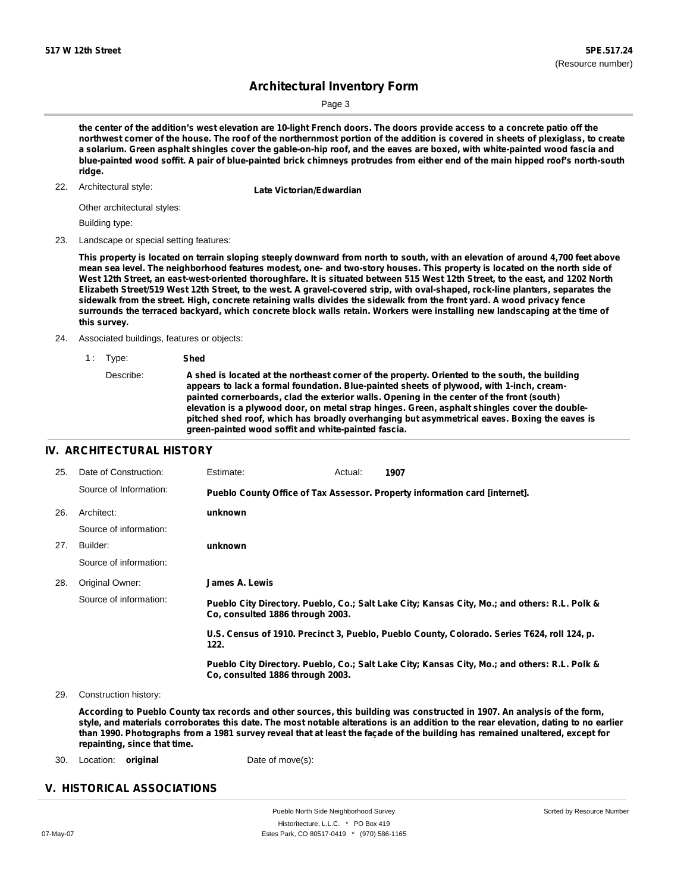**the center of the addition's west elevation are 10-light French doors. The doors provide access to a concrete patio off the northwest corner of the house. The roof of the northernmost portion of the addition is covered in sheets of plexiglass, to create a solarium. Green asphalt shingles cover the gable-on-hip roof, and the eaves are boxed, with white-painted wood fascia and blue-painted wood soffit. A pair of blue-painted brick chimneys protrudes from either end of the main hipped roof's north-south ridge.**

22. Architectural style: **Late Victorian/Edwardian**

    Other architectural styles:

    Building type:

23. Landscape or special setting features:

    **This property is located on terrain sloping steeply downward from north to south, with an elevation of around 4,700 feet above mean sea level. The neighborhood features modest, one- and two-story houses. This property is located on the north side of West 12th Street, an east-west-oriented thoroughfare. It is situated between 515 West 12th Street, to the east, and 1202 North Elizabeth Street/519 West 12th Street, to the west. A gravel-covered strip, with oval-shaped, rock-line planters, separates the sidewalk from the street. High, concrete retaining walls divides the sidewalk from the front yard. A wood privacy fence surrounds the terraced backyard, which concrete block walls retain. Workers were installing new landscaping at the time of this survey.**

24. Associated buildings, features or objects:

    1 : Type: **Shed**

    Describe: **A shed is located at the northeast corner of the property. Oriented to the south, the building appears to lack a formal foundation. Blue-painted sheets of plywood, with 1-inch, cream-painted cornerboards, clad the exterior walls. Opening in the center of the front (south) elevation is a plywood door, on metal strap hinges. Green, asphalt shingles cover the double-pitched shed roof, which has broadly overhanging but asymmetrical eaves. Boxing the eaves is green-painted wood soffit and white-painted fascia.**

## IV. ARCHITECTURAL HISTORY

25. Date of Construction: Estimate: Actual: **1907**

    Source of Information: **Pueblo County Office of Tax Assessor. Property information card [internet].**

26. Architect: **unknown**

    Source of information:

27. Builder: **unknown**

    Source of information:

28. Original Owner: **James A. Lewis**

    Source of information: **Pueblo City Directory. Pueblo, Co.; Salt Lake City; Kansas City, Mo.; and others: R.L. Polk & Co, consulted 1886 through 2003.**

    **U.S. Census of 1910. Precinct 3, Pueblo, Pueblo County, Colorado. Series T624, roll 124, p. 122.**

    **Pueblo City Directory. Pueblo, Co.; Salt Lake City; Kansas City, Mo.; and others: R.L. Polk & Co, consulted 1886 through 2003.**

29. Construction history:

    **According to Pueblo County tax records and other sources, this building was constructed in 1907. An analysis of the form, style, and materials corroborates this date. The most notable alterations is an addition to the rear elevation, dating to no earlier than 1990. Photographs from a 1981 survey reveal that at least the façade of the building has remained unaltered, except for repainting, since that time.**

30. Location: **original** Date of move(s):

## V. HISTORICAL ASSOCIATIONS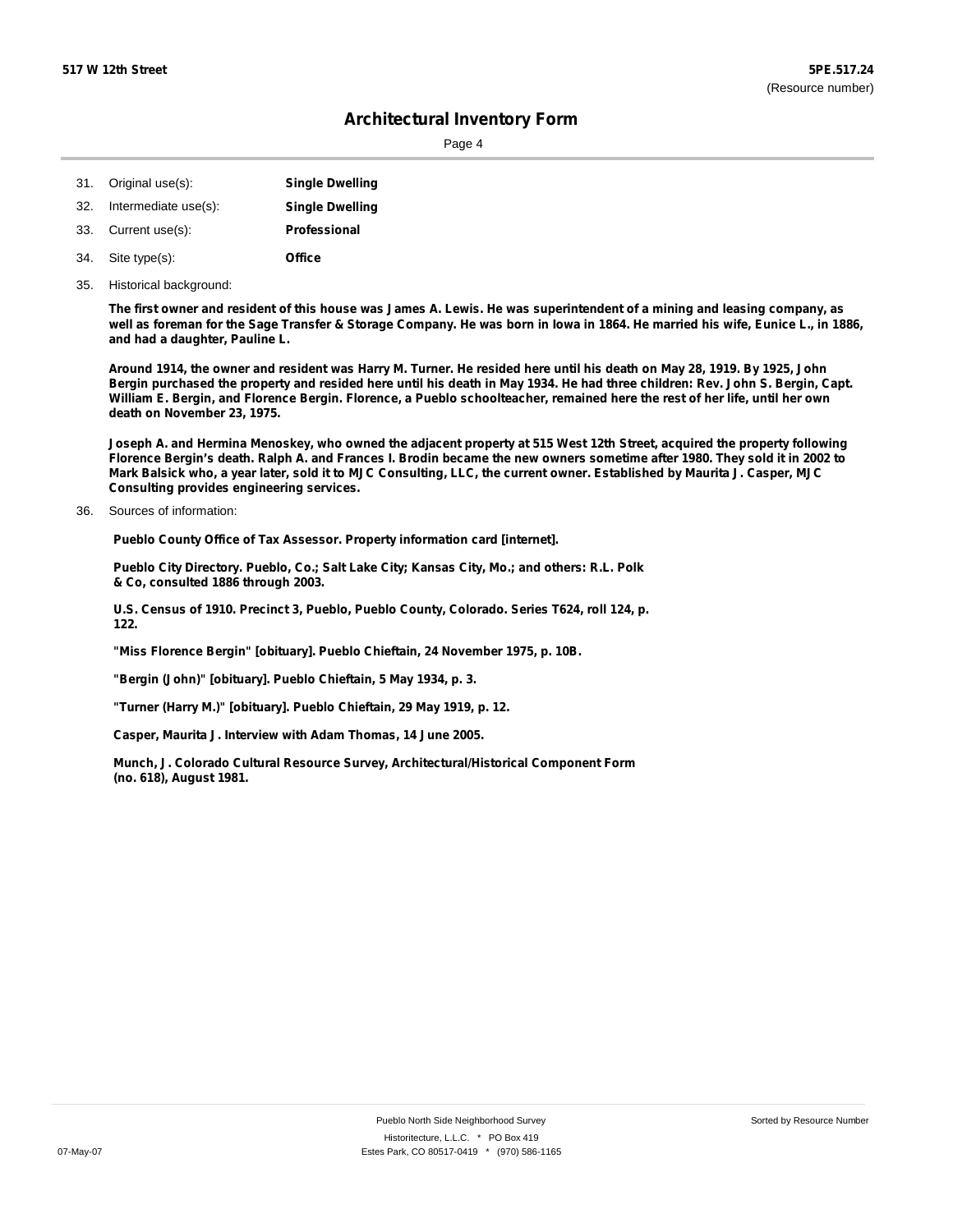31. Original use(s): **Single Dwelling**
32. Intermediate use(s): **Single Dwelling**
33. Current use(s): **Professional**
34. Site type(s): **Office**
35. Historical background:

**The first owner and resident of this house was James A. Lewis. He was superintendent of a mining and leasing company, as well as foreman for the Sage Transfer & Storage Company. He was born in Iowa in 1864. He married his wife, Eunice L., in 1886, and had a daughter, Pauline L.**

**Around 1914, the owner and resident was Harry M. Turner. He resided here until his death on May 28, 1919. By 1925, John Bergin purchased the property and resided here until his death in May 1934. He had three children: Rev. John S. Bergin, Capt. William E. Bergin, and Florence Bergin. Florence, a Pueblo schoolteacher, remained here the rest of her life, until her own death on November 23, 1975.**

**Joseph A. and Hermina Menoskey, who owned the adjacent property at 515 West 12th Street, acquired the property following Florence Bergin's death. Ralph A. and Frances I. Brodin became the new owners sometime after 1980. They sold it in 2002 to Mark Balsick who, a year later, sold it to MJC Consulting, LLC, the current owner. Established by Maurita J. Casper, MJC Consulting provides engineering services.**

36. Sources of information:

**Pueblo County Office of Tax Assessor. Property information card [internet].**

**Pueblo City Directory. Pueblo, Co.; Salt Lake City; Kansas City, Mo.; and others: R.L. Polk & Co, consulted 1886 through 2003.**

**U.S. Census of 1910. Precinct 3, Pueblo, Pueblo County, Colorado. Series T624, roll 124, p. 122.**

**"Miss Florence Bergin" [obituary]. Pueblo Chieftain, 24 November 1975, p. 10B.**

**"Bergin (John)" [obituary]. Pueblo Chieftain, 5 May 1934, p. 3.**

**"Turner (Harry M.)" [obituary]. Pueblo Chieftain, 29 May 1919, p. 12.**

**Casper, Maurita J. Interview with Adam Thomas, 14 June 2005.**

**Munch, J. Colorado Cultural Resource Survey, Architectural/Historical Component Form (no. 618), August 1981.**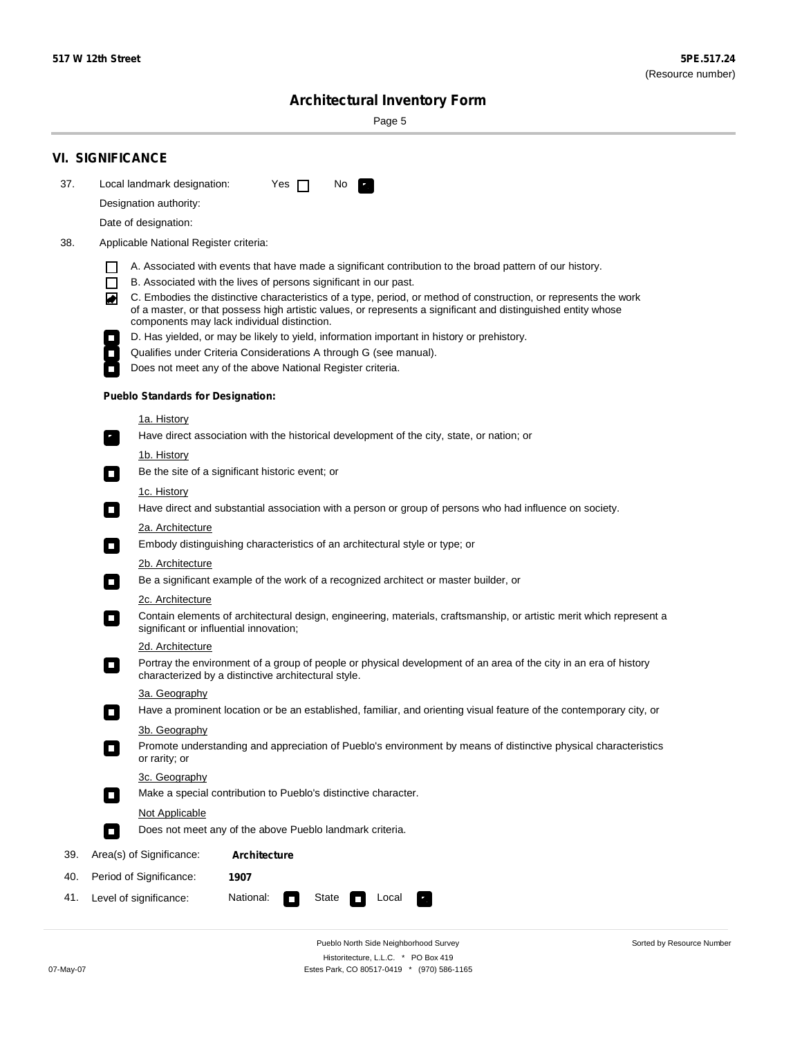**517 W 12th Street** | **5PE.517.24** (Resource number)

# Architectural Inventory Form

## VI. SIGNIFICANCE

37. Local landmark designation: Yes ☐ No ☑

 Designation authority:

 Date of designation:

38. Applicable National Register criteria:

 ☐ A. Associated with events that have made a significant contribution to the broad pattern of our history.
 ☐ B. Associated with the lives of persons significant in our past.
 ☑ C. Embodies the distinctive characteristics of a type, period, or method of construction, or represents the work of a master, or that possess high artistic values, or represents a significant and distinguished entity whose components may lack individual distinction.
 ☐ D. Has yielded, or may be likely to yield, information important in history or prehistory.
 ☐ Qualifies under Criteria Considerations A through G (see manual).
 ☐ Does not meet any of the above National Register criteria.

 **Pueblo Standards for Designation:**

 1a. History
 ☑ Have direct association with the historical development of the city, state, or nation; or

 1b. History
 ☐ Be the site of a significant historic event; or

 1c. History
 ☐ Have direct and substantial association with a person or group of persons who had influence on society.

 2a. Architecture
 ☐ Embody distinguishing characteristics of an architectural style or type; or

 2b. Architecture
 ☐ Be a significant example of the work of a recognized architect or master builder, or

 2c. Architecture
 ☐ Contain elements of architectural design, engineering, materials, craftsmanship, or artistic merit which represent a significant or influential innovation;

 2d. Architecture
 ☐ Portray the environment of a group of people or physical development of an area of the city in an era of history characterized by a distinctive architectural style.

 3a. Geography
 ☐ Have a prominent location or be an established, familiar, and orienting visual feature of the contemporary city, or

 3b. Geography
 ☐ Promote understanding and appreciation of Pueblo's environment by means of distinctive physical characteristics or rarity; or

 3c. Geography
 ☐ Make a special contribution to Pueblo's distinctive character.

 Not Applicable
 ☐ Does not meet any of the above Pueblo landmark criteria.

39. Area(s) of Significance: **Architecture**

40. Period of Significance: **1907**

41. Level of significance: National: ☐ State ☐ Local ☑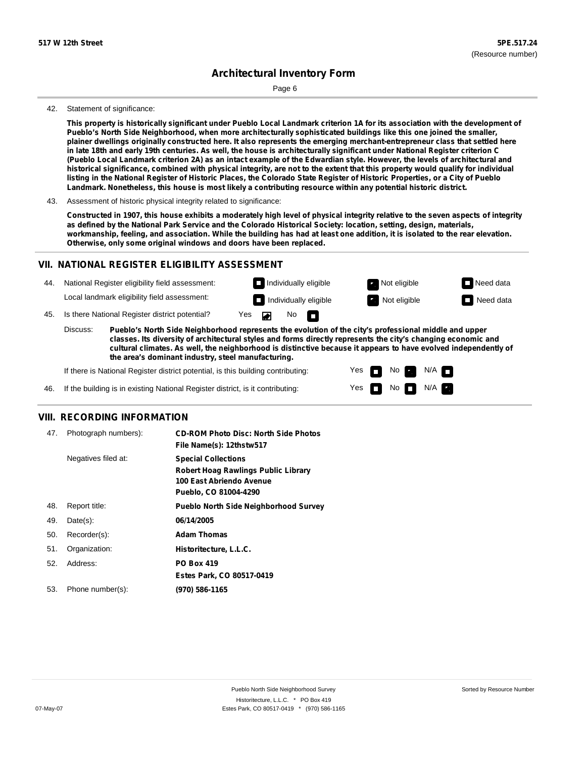42. Statement of significance:

**This property is historically significant under Pueblo Local Landmark criterion 1A for its association with the development of Pueblo's North Side Neighborhood, when more architecturally sophisticated buildings like this one joined the smaller, plainer dwellings originally constructed here. It also represents the emerging merchant-entrepreneur class that settled here in late 18th and early 19th centuries. As well, the house is architecturally significant under National Register criterion C (Pueblo Local Landmark criterion 2A) as an intact example of the Edwardian style. However, the levels of architectural and historical significance, combined with physical integrity, are not to the extent that this property would qualify for individual listing in the National Register of Historic Places, the Colorado State Register of Historic Properties, or a City of Pueblo Landmark. Nonetheless, this house is most likely a contributing resource within any potential historic district.**

43. Assessment of historic physical integrity related to significance:

**Constructed in 1907, this house exhibits a moderately high level of physical integrity relative to the seven aspects of integrity as defined by the National Park Service and the Colorado Historical Society: location, setting, design, materials, workmanship, feeling, and association. While the building has had at least one addition, it is isolated to the rear elevation. Otherwise, only some original windows and doors have been replaced.**

## VII. NATIONAL REGISTER ELIGIBILITY ASSESSMENT

44. National Register eligibility field assessment: ☐ Individually eligible ☑ Not eligible ☐ Need data

Local landmark eligibility field assessment: ☐ Individually eligible ☑ Not eligible ☐ Need data

45. Is there National Register district potential? Yes ☑ No ☐

Discuss: **Pueblo's North Side Neighborhood represents the evolution of the city's professional middle and upper classes. Its diversity of architectural styles and forms directly represents the city's changing economic and cultural climates. As well, the neighborhood is distinctive because it appears to have evolved independently of the area's dominant industry, steel manufacturing.**

If there is National Register district potential, is this building contributing: Yes ☐ No ☑ N/A ☐

46. If the building is in existing National Register district, is it contributing: Yes ☐ No ☐ N/A ☑

## VIII. RECORDING INFORMATION

| | | |
|---|---|---|
| 47. | Photograph numbers): | **CD-ROM Photo Disc: North Side Photos**<br>**File Name(s): 12thstw517** |
| | Negatives filed at: | **Special Collections**<br>**Robert Hoag Rawlings Public Library**<br>**100 East Abriendo Avenue**<br>**Pueblo, CO 81004-4290** |
| 48. | Report title: | **Pueblo North Side Neighborhood Survey** |
| 49. | Date(s): | **06/14/2005** |
| 50. | Recorder(s): | **Adam Thomas** |
| 51. | Organization: | **Historitecture, L.L.C.** |
| 52. | Address: | **PO Box 419**<br>**Estes Park, CO 80517-0419** |
| 53. | Phone number(s): | **(970) 586-1165** |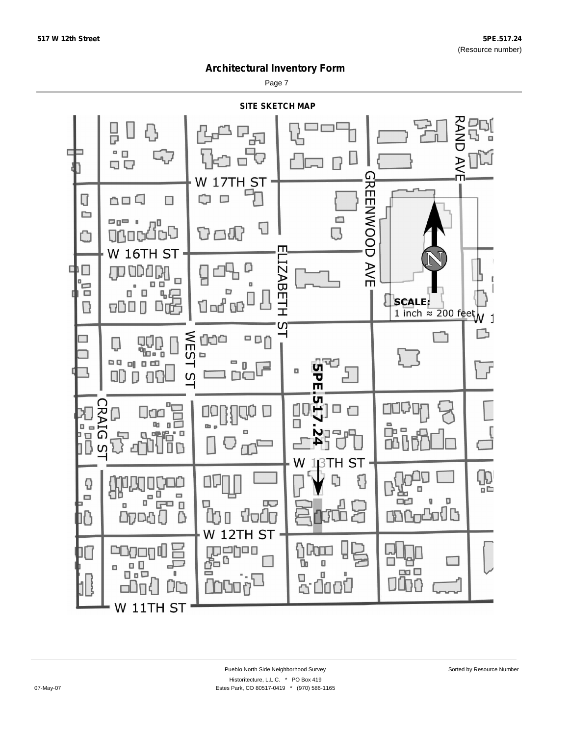# Architectural Inventory Form

## SITE SKETCH MAP

W 17TH ST

W 16TH ST

W 13TH ST

W 12TH ST

W 11TH ST

RAND AVE

GREENWOOD AVE

ELIZABETH ST

WEST ST

CRAIG ST

5PE.517.24

**SCALE:**
1 inch ≈ 200 feet

N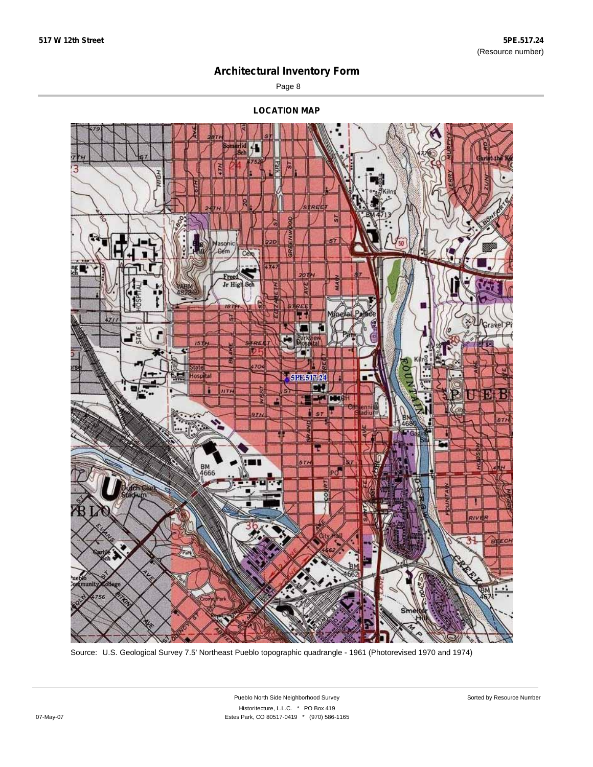# Architectural Inventory Form

## LOCATION MAP

Source: U.S. Geological Survey 7.5' Northeast Pueblo topographic quadrangle - 1961 (Photorevised 1970 and 1974)